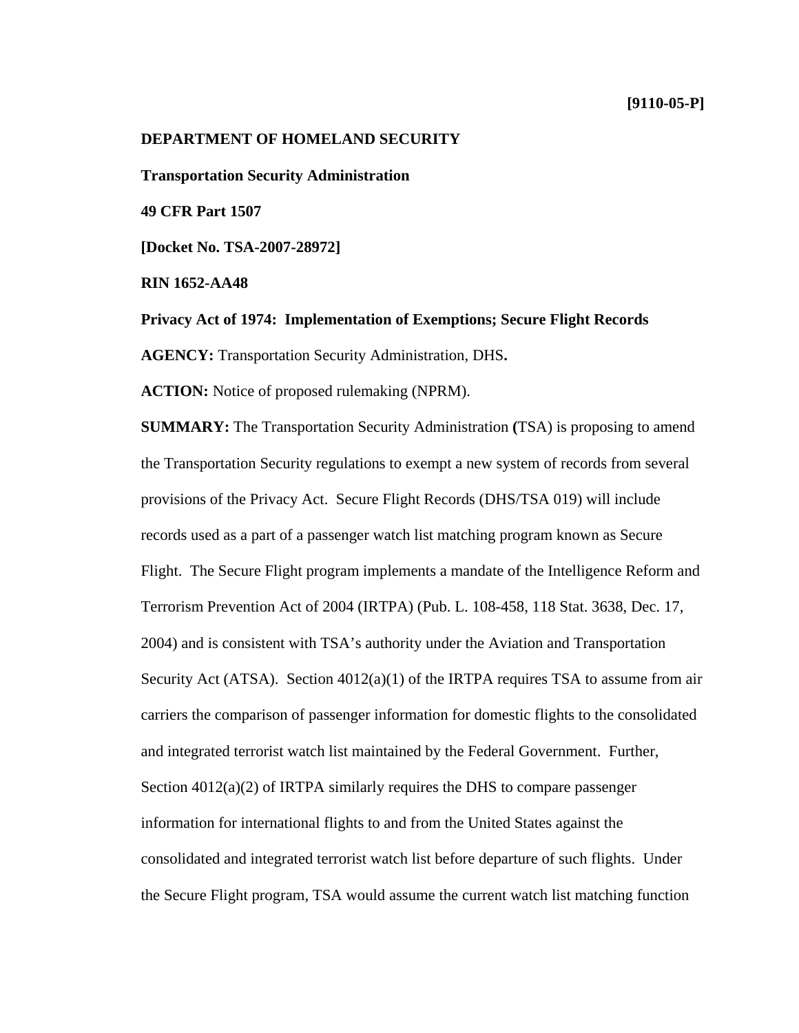**[9110-05-P]**

**DEPARTMENT OF HOMELAND SECURITY**

**Transportation Security Administration**

**49 CFR Part 1507**

**[Docket No. TSA-2007-28972]**

**RIN 1652-AA48**

**Privacy Act of 1974: Implementation of Exemptions; Secure Flight Records**

**AGENCY:** Transportation Security Administration, DHS**.**

**ACTION:** Notice of proposed rulemaking (NPRM).

**SUMMARY:** The Transportation Security Administration (TSA) is proposing to amend the Transportation Security regulations to exempt a new system of records from several provisions of the Privacy Act. Secure Flight Records (DHS/TSA 019) will include records used as a part of a passenger watch list matching program known as Secure Flight. The Secure Flight program implements a mandate of the Intelligence Reform and Terrorism Prevention Act of 2004 (IRTPA) (Pub. L. 108-458, 118 Stat. 3638, Dec. 17, 2004) and is consistent with TSA's authority under the Aviation and Transportation Security Act (ATSA). Section 4012(a)(1) of the IRTPA requires TSA to assume from air carriers the comparison of passenger information for domestic flights to the consolidated and integrated terrorist watch list maintained by the Federal Government. Further, Section 4012(a)(2) of IRTPA similarly requires the DHS to compare passenger information for international flights to and from the United States against the consolidated and integrated terrorist watch list before departure of such flights. Under the Secure Flight program, TSA would assume the current watch list matching function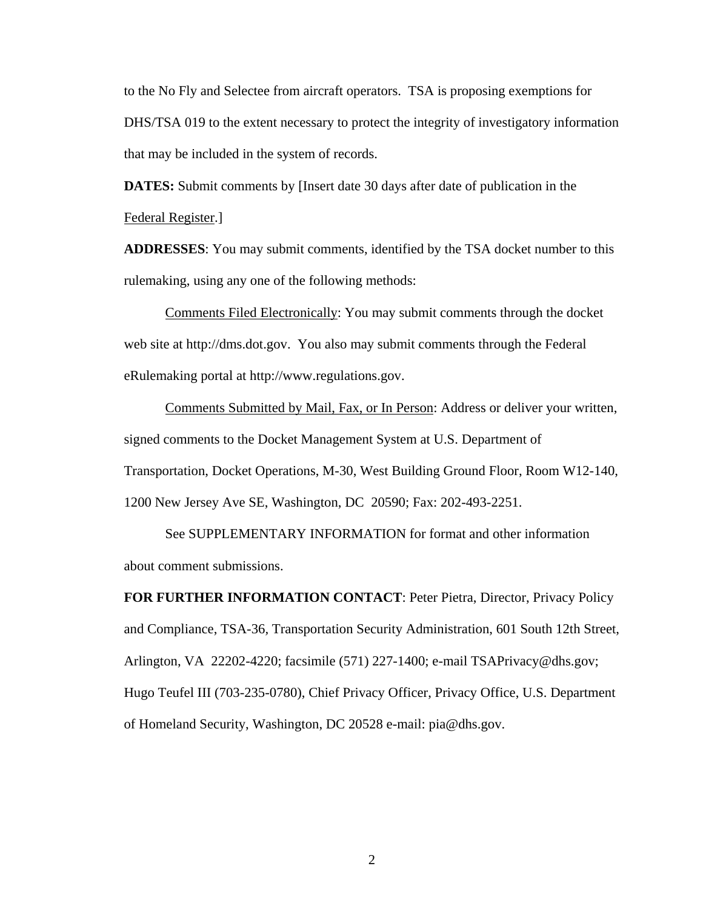to the No Fly and Selectee from aircraft operators. TSA is proposing exemptions for DHS/TSA 019 to the extent necessary to protect the integrity of investigatory information that may be included in the system of records.

**DATES:** Submit comments by [Insert date 30 days after date of publication in the Federal Register.]

**ADDRESSES**: You may submit comments, identified by the TSA docket number to this rulemaking, using any one of the following methods:

Comments Filed Electronically: You may submit comments through the docket web site at http://dms.dot.gov. You also may submit comments through the Federal eRulemaking portal at http://www.regulations.gov.

Comments Submitted by Mail, Fax, or In Person: Address or deliver your written, signed comments to the Docket Management System at U.S. Department of Transportation, Docket Operations, M-30, West Building Ground Floor, Room W12-140, 1200 New Jersey Ave SE, Washington, DC 20590; Fax: 202-493-2251.

See SUPPLEMENTARY INFORMATION for format and other information about comment submissions.

**FOR FURTHER INFORMATION CONTACT**: Peter Pietra, Director, Privacy Policy and Compliance, TSA-36, Transportation Security Administration, 601 South 12th Street, Arlington, VA 22202-4220; facsimile (571) 227-1400; e-mail TSAPrivacy@dhs.gov; Hugo Teufel III (703-235-0780), Chief Privacy Officer, Privacy Office, U.S. Department of Homeland Security, Washington, DC 20528 e-mail: pia@dhs.gov.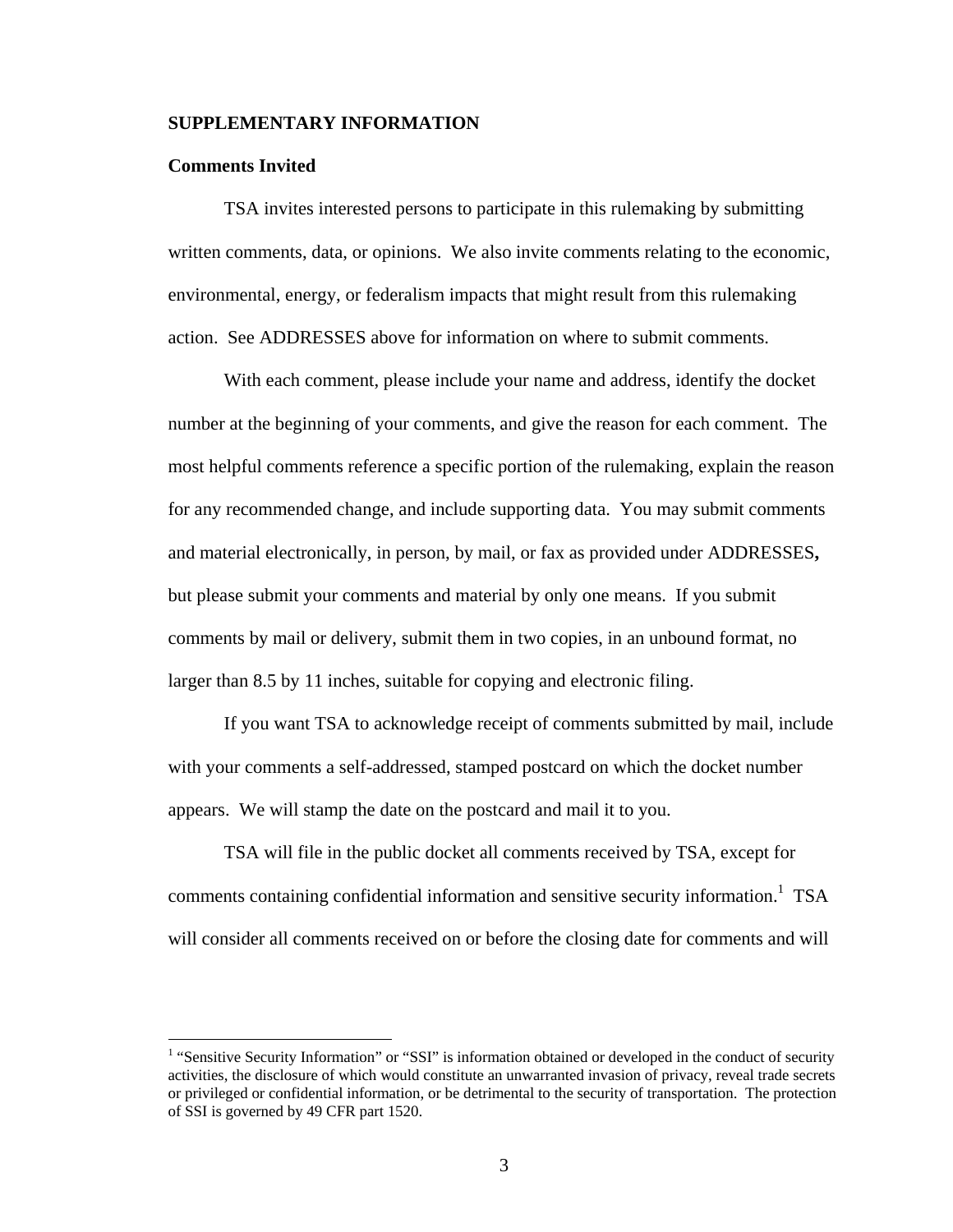## SUPPLEMENTARY INFORMATION

### Comments Invited

TSA invites interested persons to participate in this rulemaking by submitting written comments, data, or opinions. We also invite comments relating to the economic, environmental, energy, or federalism impacts that might result from this rulemaking action. See ADDRESSES above for information on where to submit comments.

With each comment, please include your name and address, identify the docket number at the beginning of your comments, and give the reason for each comment. The most helpful comments reference a specific portion of the rulemaking, explain the reason for any recommended change, and include supporting data. You may submit comments and material electronically, in person, by mail, or fax as provided under ADDRESSES**,** but please submit your comments and material by only one means. If you submit comments by mail or delivery, submit them in two copies, in an unbound format, no larger than 8.5 by 11 inches, suitable for copying and electronic filing.

If you want TSA to acknowledge receipt of comments submitted by mail, include with your comments a self-addressed, stamped postcard on which the docket number appears. We will stamp the date on the postcard and mail it to you.

TSA will file in the public docket all comments received by TSA, except for comments containing confidential information and sensitive security information.[1] TSA will consider all comments received on or before the closing date for comments and will

---

[1] "Sensitive Security Information" or "SSI" is information obtained or developed in the conduct of security activities, the disclosure of which would constitute an unwarranted invasion of privacy, reveal trade secrets or privileged or confidential information, or be detrimental to the security of transportation. The protection of SSI is governed by 49 CFR part 1520.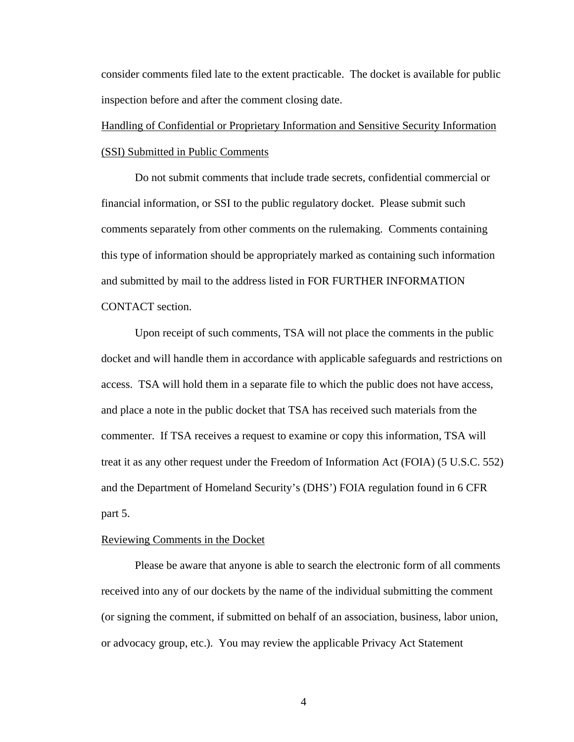consider comments filed late to the extent practicable. The docket is available for public inspection before and after the comment closing date.

Handling of Confidential or Proprietary Information and Sensitive Security Information (SSI) Submitted in Public Comments

Do not submit comments that include trade secrets, confidential commercial or financial information, or SSI to the public regulatory docket. Please submit such comments separately from other comments on the rulemaking. Comments containing this type of information should be appropriately marked as containing such information and submitted by mail to the address listed in FOR FURTHER INFORMATION CONTACT section.

Upon receipt of such comments, TSA will not place the comments in the public docket and will handle them in accordance with applicable safeguards and restrictions on access. TSA will hold them in a separate file to which the public does not have access, and place a note in the public docket that TSA has received such materials from the commenter. If TSA receives a request to examine or copy this information, TSA will treat it as any other request under the Freedom of Information Act (FOIA) (5 U.S.C. 552) and the Department of Homeland Security's (DHS') FOIA regulation found in 6 CFR part 5.

Reviewing Comments in the Docket

Please be aware that anyone is able to search the electronic form of all comments received into any of our dockets by the name of the individual submitting the comment (or signing the comment, if submitted on behalf of an association, business, labor union, or advocacy group, etc.). You may review the applicable Privacy Act Statement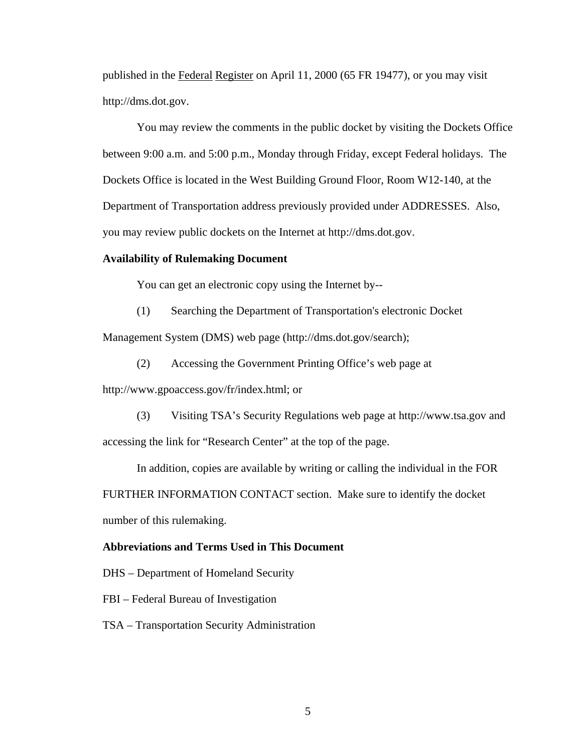published in the Federal Register on April 11, 2000 (65 FR 19477), or you may visit http://dms.dot.gov.

You may review the comments in the public docket by visiting the Dockets Office between 9:00 a.m. and 5:00 p.m., Monday through Friday, except Federal holidays. The Dockets Office is located in the West Building Ground Floor, Room W12-140, at the Department of Transportation address previously provided under ADDRESSES. Also, you may review public dockets on the Internet at http://dms.dot.gov.

**Availability of Rulemaking Document**

You can get an electronic copy using the Internet by--

(1) Searching the Department of Transportation's electronic Docket Management System (DMS) web page (http://dms.dot.gov/search);

(2) Accessing the Government Printing Office's web page at http://www.gpoaccess.gov/fr/index.html; or

(3) Visiting TSA's Security Regulations web page at http://www.tsa.gov and accessing the link for "Research Center" at the top of the page.

In addition, copies are available by writing or calling the individual in the FOR FURTHER INFORMATION CONTACT section. Make sure to identify the docket number of this rulemaking.

**Abbreviations and Terms Used in This Document**

DHS – Department of Homeland Security

FBI – Federal Bureau of Investigation

TSA – Transportation Security Administration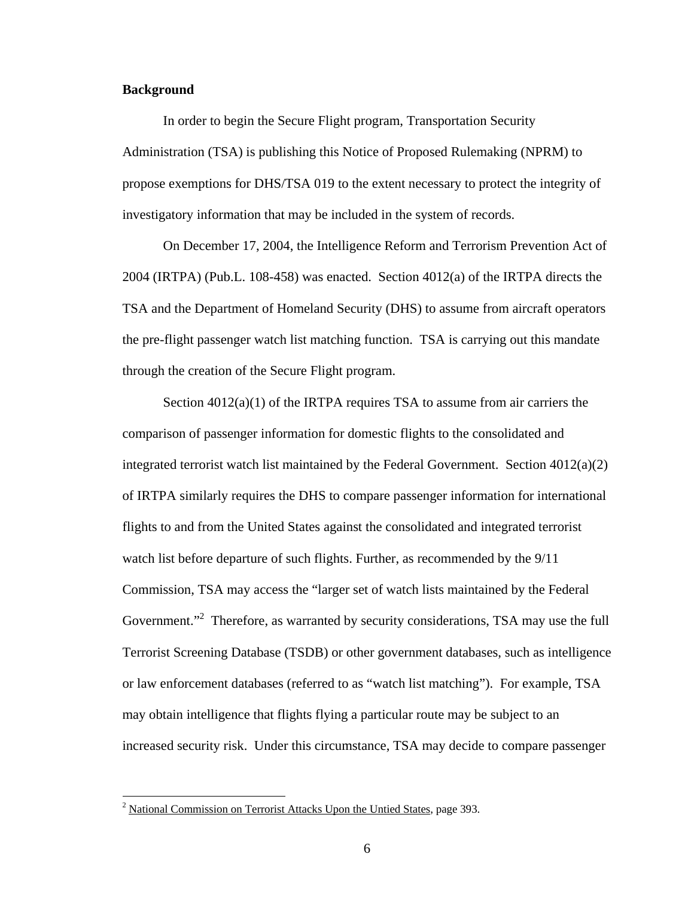**Background**

In order to begin the Secure Flight program, Transportation Security Administration (TSA) is publishing this Notice of Proposed Rulemaking (NPRM) to propose exemptions for DHS/TSA 019 to the extent necessary to protect the integrity of investigatory information that may be included in the system of records.

On December 17, 2004, the Intelligence Reform and Terrorism Prevention Act of 2004 (IRTPA) (Pub.L. 108-458) was enacted. Section 4012(a) of the IRTPA directs the TSA and the Department of Homeland Security (DHS) to assume from aircraft operators the pre-flight passenger watch list matching function. TSA is carrying out this mandate through the creation of the Secure Flight program.

Section 4012(a)(1) of the IRTPA requires TSA to assume from air carriers the comparison of passenger information for domestic flights to the consolidated and integrated terrorist watch list maintained by the Federal Government. Section 4012(a)(2) of IRTPA similarly requires the DHS to compare passenger information for international flights to and from the United States against the consolidated and integrated terrorist watch list before departure of such flights. Further, as recommended by the 9/11 Commission, TSA may access the "larger set of watch lists maintained by the Federal Government."[2] Therefore, as warranted by security considerations, TSA may use the full Terrorist Screening Database (TSDB) or other government databases, such as intelligence or law enforcement databases (referred to as "watch list matching"). For example, TSA may obtain intelligence that flights flying a particular route may be subject to an increased security risk. Under this circumstance, TSA may decide to compare passenger

---

[2] National Commission on Terrorist Attacks Upon the Untied States, page 393.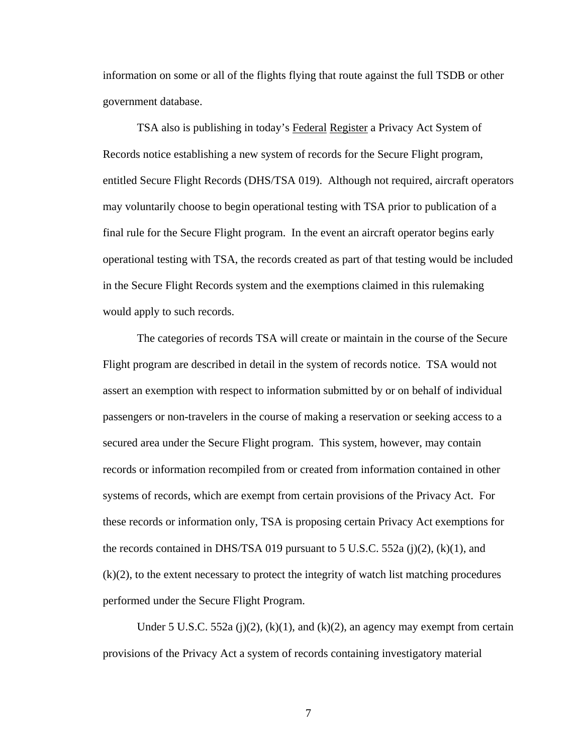information on some or all of the flights flying that route against the full TSDB or other government database.

TSA also is publishing in today's Federal Register a Privacy Act System of Records notice establishing a new system of records for the Secure Flight program, entitled Secure Flight Records (DHS/TSA 019). Although not required, aircraft operators may voluntarily choose to begin operational testing with TSA prior to publication of a final rule for the Secure Flight program. In the event an aircraft operator begins early operational testing with TSA, the records created as part of that testing would be included in the Secure Flight Records system and the exemptions claimed in this rulemaking would apply to such records.

The categories of records TSA will create or maintain in the course of the Secure Flight program are described in detail in the system of records notice. TSA would not assert an exemption with respect to information submitted by or on behalf of individual passengers or non-travelers in the course of making a reservation or seeking access to a secured area under the Secure Flight program. This system, however, may contain records or information recompiled from or created from information contained in other systems of records, which are exempt from certain provisions of the Privacy Act. For these records or information only, TSA is proposing certain Privacy Act exemptions for the records contained in DHS/TSA 019 pursuant to 5 U.S.C. 552a (j)(2), (k)(1), and (k)(2), to the extent necessary to protect the integrity of watch list matching procedures performed under the Secure Flight Program.

Under 5 U.S.C. 552a (j)(2), (k)(1), and (k)(2), an agency may exempt from certain provisions of the Privacy Act a system of records containing investigatory material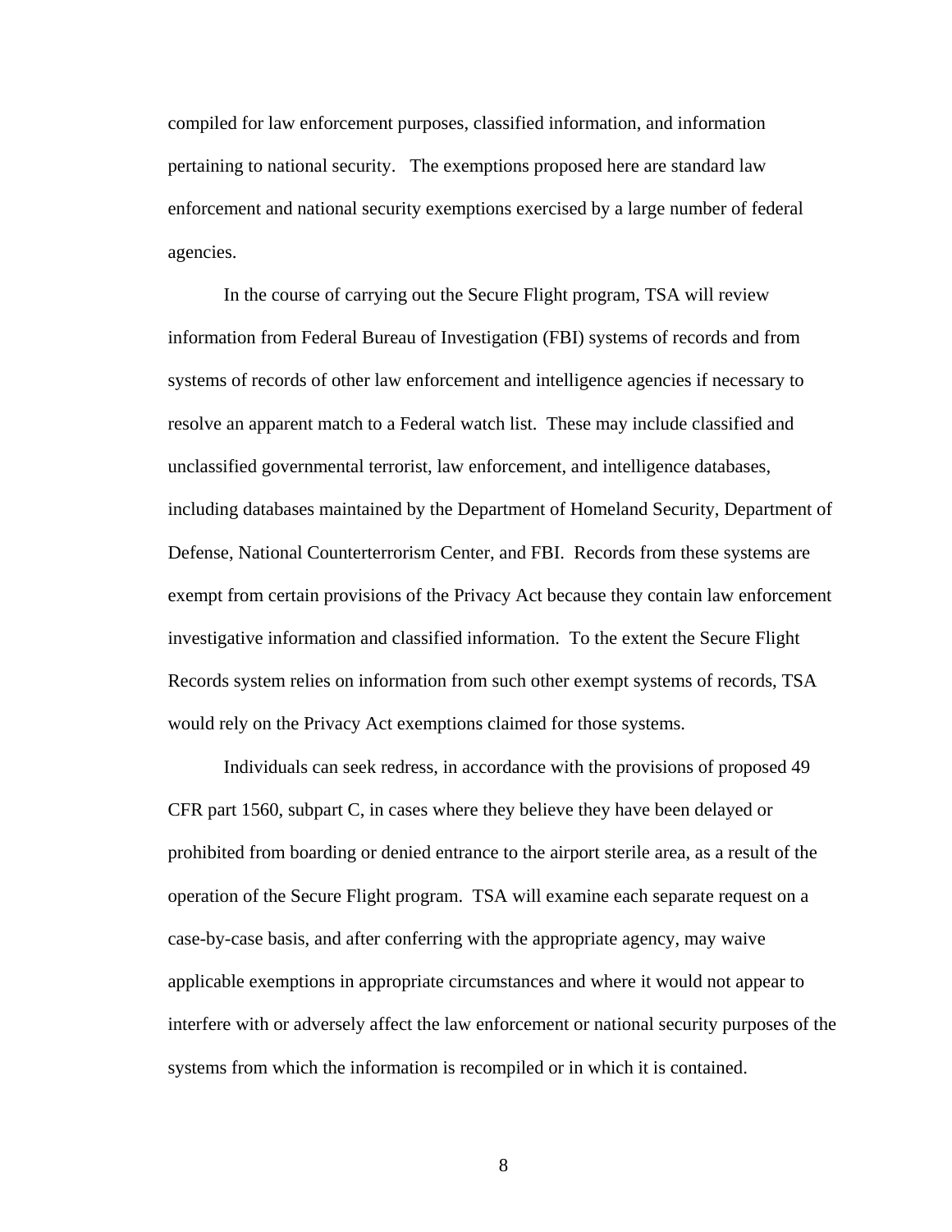compiled for law enforcement purposes, classified information, and information pertaining to national security. The exemptions proposed here are standard law enforcement and national security exemptions exercised by a large number of federal agencies.

In the course of carrying out the Secure Flight program, TSA will review information from Federal Bureau of Investigation (FBI) systems of records and from systems of records of other law enforcement and intelligence agencies if necessary to resolve an apparent match to a Federal watch list. These may include classified and unclassified governmental terrorist, law enforcement, and intelligence databases, including databases maintained by the Department of Homeland Security, Department of Defense, National Counterterrorism Center, and FBI. Records from these systems are exempt from certain provisions of the Privacy Act because they contain law enforcement investigative information and classified information. To the extent the Secure Flight Records system relies on information from such other exempt systems of records, TSA would rely on the Privacy Act exemptions claimed for those systems.

Individuals can seek redress, in accordance with the provisions of proposed 49 CFR part 1560, subpart C, in cases where they believe they have been delayed or prohibited from boarding or denied entrance to the airport sterile area, as a result of the operation of the Secure Flight program. TSA will examine each separate request on a case-by-case basis, and after conferring with the appropriate agency, may waive applicable exemptions in appropriate circumstances and where it would not appear to interfere with or adversely affect the law enforcement or national security purposes of the systems from which the information is recompiled or in which it is contained.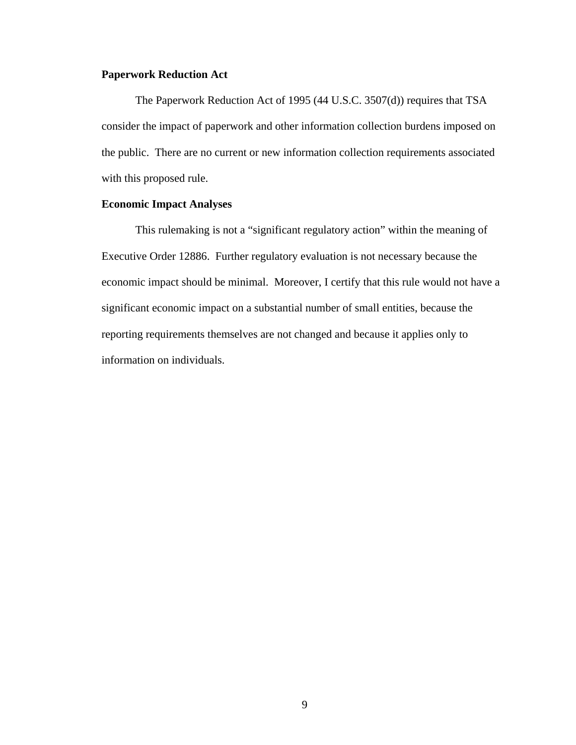**Paperwork Reduction Act**

The Paperwork Reduction Act of 1995 (44 U.S.C. 3507(d)) requires that TSA consider the impact of paperwork and other information collection burdens imposed on the public. There are no current or new information collection requirements associated with this proposed rule.

**Economic Impact Analyses**

This rulemaking is not a "significant regulatory action" within the meaning of Executive Order 12886. Further regulatory evaluation is not necessary because the economic impact should be minimal. Moreover, I certify that this rule would not have a significant economic impact on a substantial number of small entities, because the reporting requirements themselves are not changed and because it applies only to information on individuals.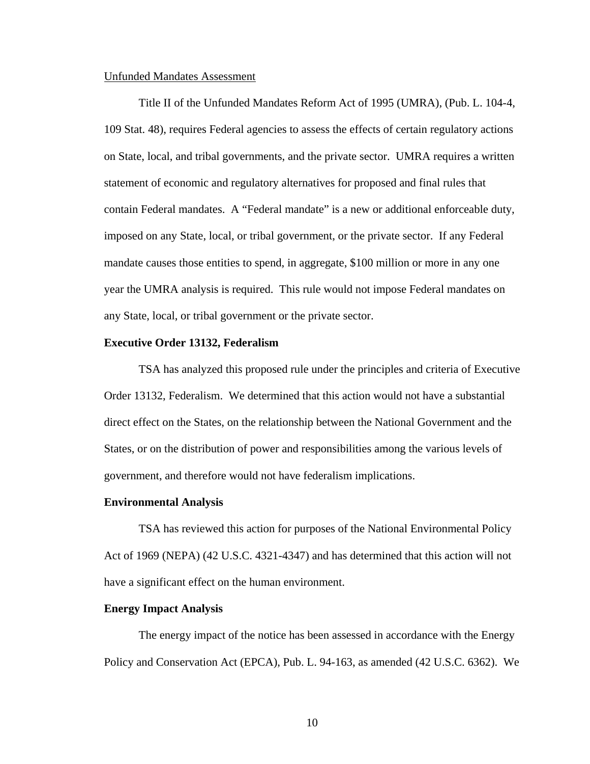Unfunded Mandates Assessment

Title II of the Unfunded Mandates Reform Act of 1995 (UMRA), (Pub. L. 104-4, 109 Stat. 48), requires Federal agencies to assess the effects of certain regulatory actions on State, local, and tribal governments, and the private sector. UMRA requires a written statement of economic and regulatory alternatives for proposed and final rules that contain Federal mandates. A "Federal mandate" is a new or additional enforceable duty, imposed on any State, local, or tribal government, or the private sector. If any Federal mandate causes those entities to spend, in aggregate, $100 million or more in any one year the UMRA analysis is required. This rule would not impose Federal mandates on any State, local, or tribal government or the private sector.

**Executive Order 13132, Federalism**

TSA has analyzed this proposed rule under the principles and criteria of Executive Order 13132, Federalism. We determined that this action would not have a substantial direct effect on the States, on the relationship between the National Government and the States, or on the distribution of power and responsibilities among the various levels of government, and therefore would not have federalism implications.

**Environmental Analysis**

TSA has reviewed this action for purposes of the National Environmental Policy Act of 1969 (NEPA) (42 U.S.C. 4321-4347) and has determined that this action will not have a significant effect on the human environment.

**Energy Impact Analysis**

The energy impact of the notice has been assessed in accordance with the Energy Policy and Conservation Act (EPCA), Pub. L. 94-163, as amended (42 U.S.C. 6362). We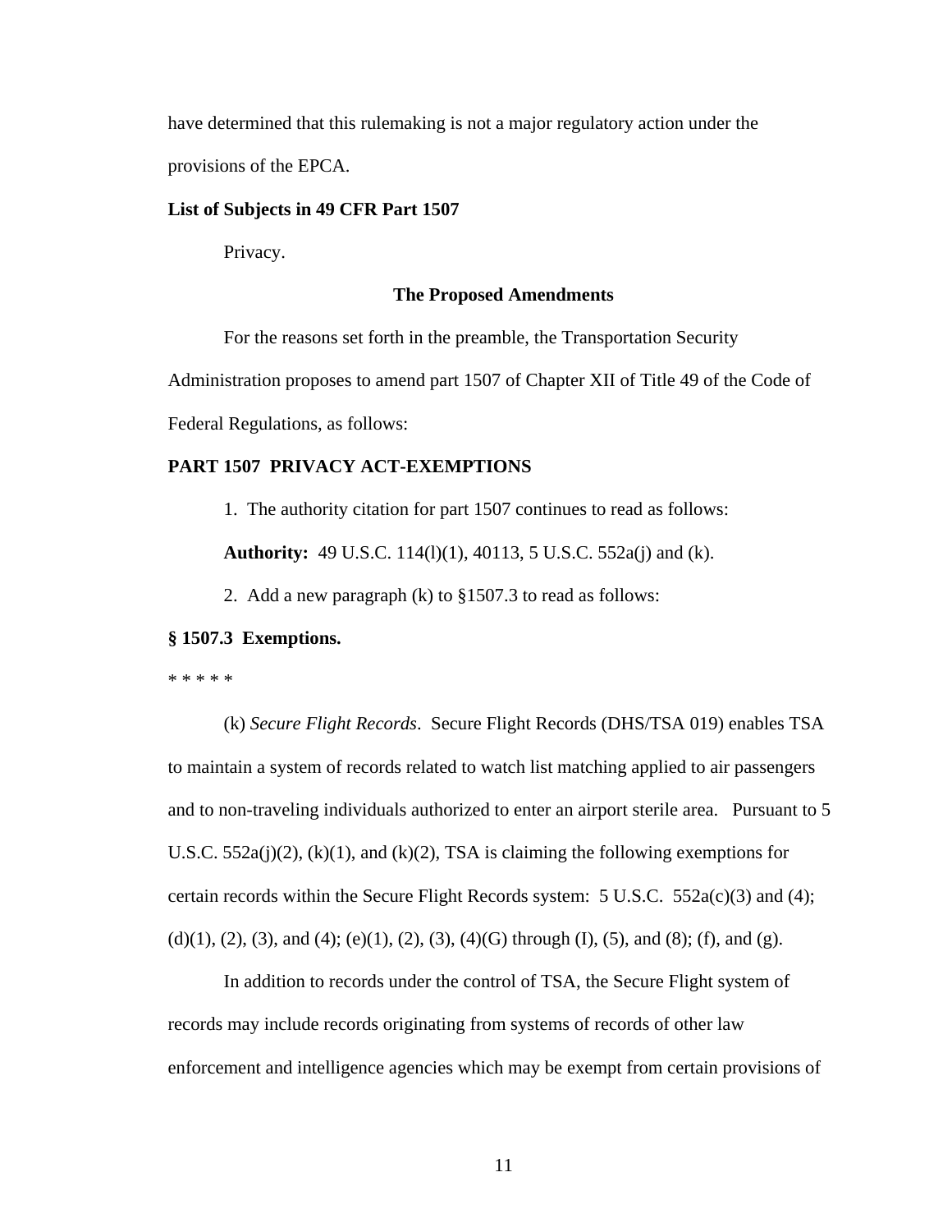have determined that this rulemaking is not a major regulatory action under the provisions of the EPCA.

**List of Subjects in 49 CFR Part 1507**

Privacy.

**The Proposed Amendments**

For the reasons set forth in the preamble, the Transportation Security Administration proposes to amend part 1507 of Chapter XII of Title 49 of the Code of Federal Regulations, as follows:

**PART 1507 PRIVACY ACT-EXEMPTIONS**

1. The authority citation for part 1507 continues to read as follows:

**Authority:** 49 U.S.C. 114(l)(1), 40113, 5 U.S.C. 552a(j) and (k).

2. Add a new paragraph (k) to §1507.3 to read as follows:

**§ 1507.3 Exemptions.**

* * * * *

(k) *Secure Flight Records*. Secure Flight Records (DHS/TSA 019) enables TSA to maintain a system of records related to watch list matching applied to air passengers and to non-traveling individuals authorized to enter an airport sterile area. Pursuant to 5 U.S.C. 552a(j)(2), (k)(1), and (k)(2), TSA is claiming the following exemptions for certain records within the Secure Flight Records system: 5 U.S.C. 552a(c)(3) and (4); (d)(1), (2), (3), and (4); (e)(1), (2), (3), (4)(G) through (I), (5), and (8); (f), and (g).

In addition to records under the control of TSA, the Secure Flight system of records may include records originating from systems of records of other law enforcement and intelligence agencies which may be exempt from certain provisions of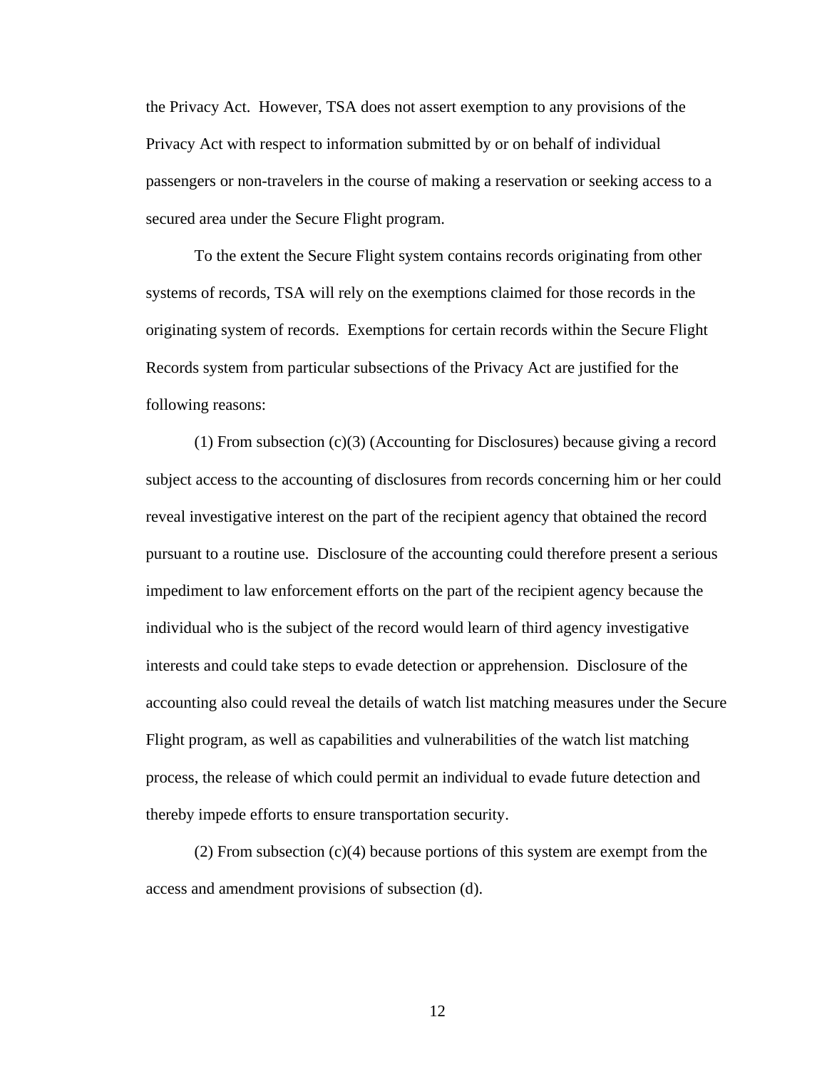the Privacy Act. However, TSA does not assert exemption to any provisions of the Privacy Act with respect to information submitted by or on behalf of individual passengers or non-travelers in the course of making a reservation or seeking access to a secured area under the Secure Flight program.

To the extent the Secure Flight system contains records originating from other systems of records, TSA will rely on the exemptions claimed for those records in the originating system of records. Exemptions for certain records within the Secure Flight Records system from particular subsections of the Privacy Act are justified for the following reasons:

(1) From subsection (c)(3) (Accounting for Disclosures) because giving a record subject access to the accounting of disclosures from records concerning him or her could reveal investigative interest on the part of the recipient agency that obtained the record pursuant to a routine use. Disclosure of the accounting could therefore present a serious impediment to law enforcement efforts on the part of the recipient agency because the individual who is the subject of the record would learn of third agency investigative interests and could take steps to evade detection or apprehension. Disclosure of the accounting also could reveal the details of watch list matching measures under the Secure Flight program, as well as capabilities and vulnerabilities of the watch list matching process, the release of which could permit an individual to evade future detection and thereby impede efforts to ensure transportation security.

(2) From subsection (c)(4) because portions of this system are exempt from the access and amendment provisions of subsection (d).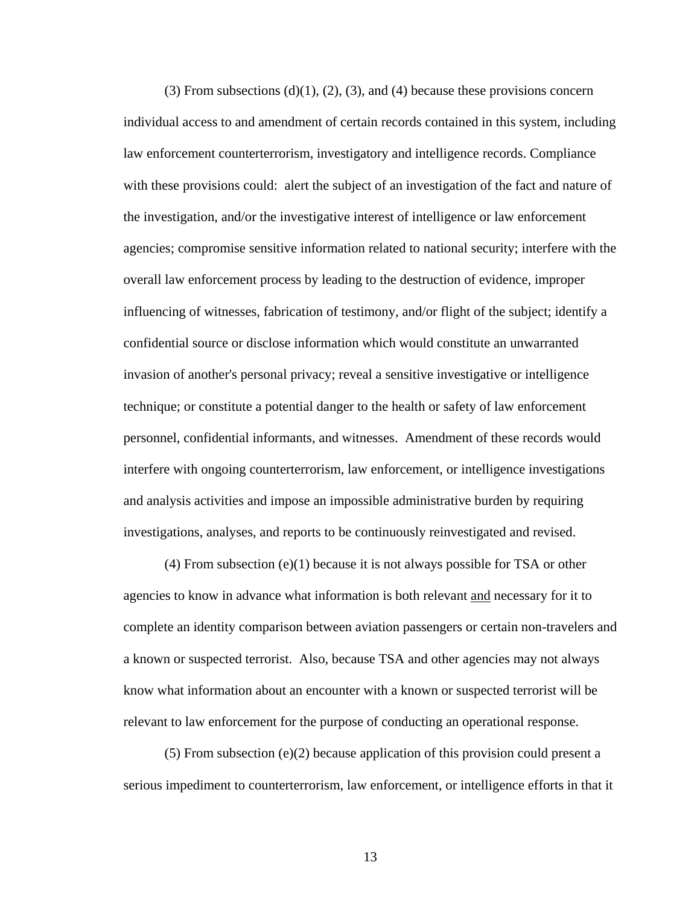(3) From subsections (d)(1), (2), (3), and (4) because these provisions concern individual access to and amendment of certain records contained in this system, including law enforcement counterterrorism, investigatory and intelligence records. Compliance with these provisions could: alert the subject of an investigation of the fact and nature of the investigation, and/or the investigative interest of intelligence or law enforcement agencies; compromise sensitive information related to national security; interfere with the overall law enforcement process by leading to the destruction of evidence, improper influencing of witnesses, fabrication of testimony, and/or flight of the subject; identify a confidential source or disclose information which would constitute an unwarranted invasion of another's personal privacy; reveal a sensitive investigative or intelligence technique; or constitute a potential danger to the health or safety of law enforcement personnel, confidential informants, and witnesses. Amendment of these records would interfere with ongoing counterterrorism, law enforcement, or intelligence investigations and analysis activities and impose an impossible administrative burden by requiring investigations, analyses, and reports to be continuously reinvestigated and revised.

(4) From subsection (e)(1) because it is not always possible for TSA or other agencies to know in advance what information is both relevant <u>and</u> necessary for it to complete an identity comparison between aviation passengers or certain non-travelers and a known or suspected terrorist. Also, because TSA and other agencies may not always know what information about an encounter with a known or suspected terrorist will be relevant to law enforcement for the purpose of conducting an operational response.

(5) From subsection (e)(2) because application of this provision could present a serious impediment to counterterrorism, law enforcement, or intelligence efforts in that it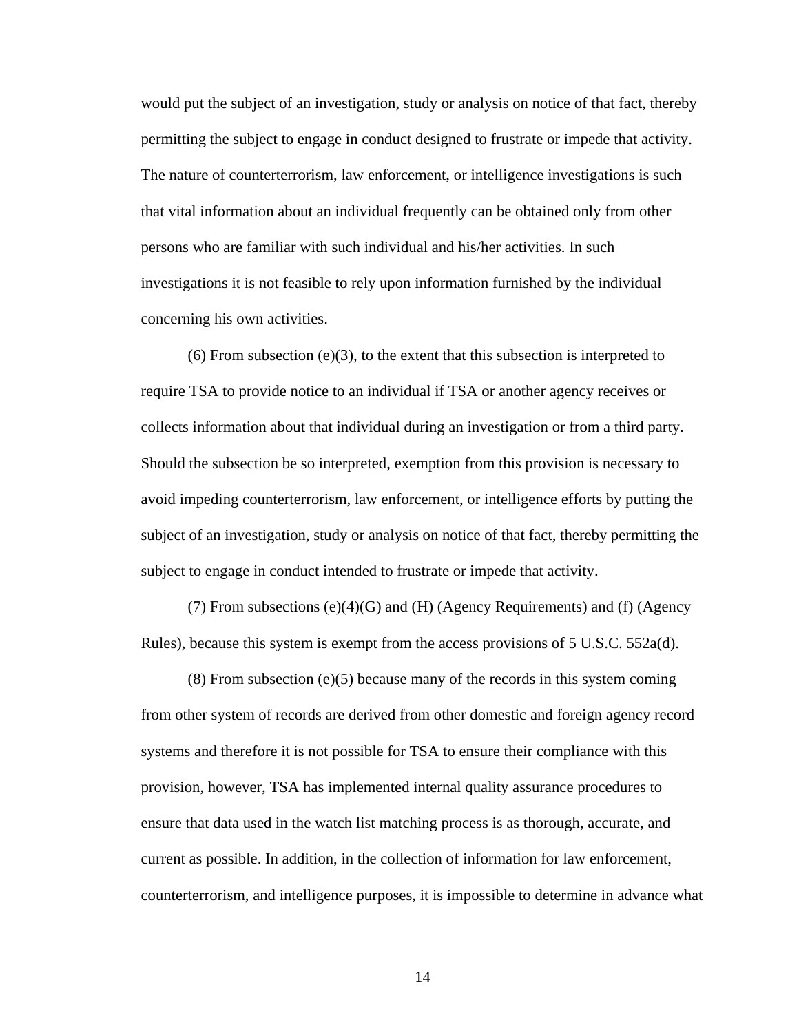would put the subject of an investigation, study or analysis on notice of that fact, thereby permitting the subject to engage in conduct designed to frustrate or impede that activity. The nature of counterterrorism, law enforcement, or intelligence investigations is such that vital information about an individual frequently can be obtained only from other persons who are familiar with such individual and his/her activities. In such investigations it is not feasible to rely upon information furnished by the individual concerning his own activities.

(6) From subsection (e)(3), to the extent that this subsection is interpreted to require TSA to provide notice to an individual if TSA or another agency receives or collects information about that individual during an investigation or from a third party. Should the subsection be so interpreted, exemption from this provision is necessary to avoid impeding counterterrorism, law enforcement, or intelligence efforts by putting the subject of an investigation, study or analysis on notice of that fact, thereby permitting the subject to engage in conduct intended to frustrate or impede that activity.

(7) From subsections (e)(4)(G) and (H) (Agency Requirements) and (f) (Agency Rules), because this system is exempt from the access provisions of 5 U.S.C. 552a(d).

(8) From subsection (e)(5) because many of the records in this system coming from other system of records are derived from other domestic and foreign agency record systems and therefore it is not possible for TSA to ensure their compliance with this provision, however, TSA has implemented internal quality assurance procedures to ensure that data used in the watch list matching process is as thorough, accurate, and current as possible. In addition, in the collection of information for law enforcement, counterterrorism, and intelligence purposes, it is impossible to determine in advance what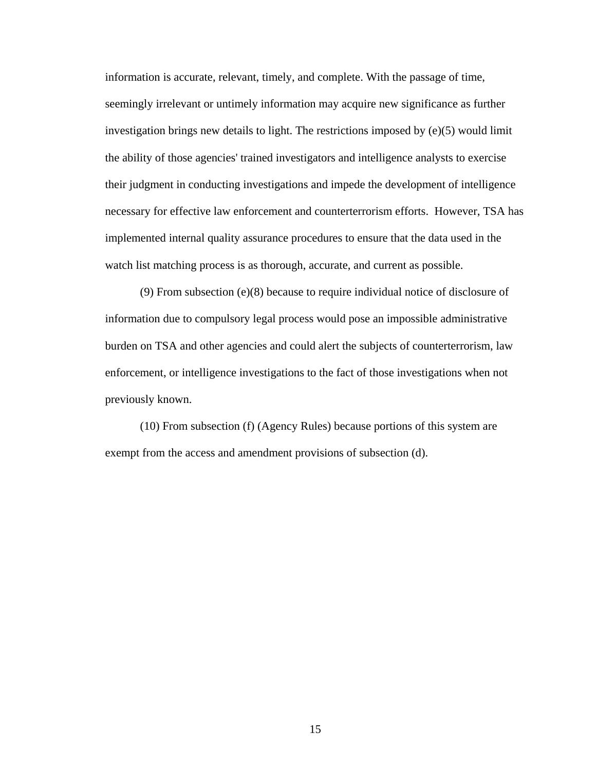information is accurate, relevant, timely, and complete. With the passage of time, seemingly irrelevant or untimely information may acquire new significance as further investigation brings new details to light. The restrictions imposed by (e)(5) would limit the ability of those agencies' trained investigators and intelligence analysts to exercise their judgment in conducting investigations and impede the development of intelligence necessary for effective law enforcement and counterterrorism efforts. However, TSA has implemented internal quality assurance procedures to ensure that the data used in the watch list matching process is as thorough, accurate, and current as possible.

(9) From subsection (e)(8) because to require individual notice of disclosure of information due to compulsory legal process would pose an impossible administrative burden on TSA and other agencies and could alert the subjects of counterterrorism, law enforcement, or intelligence investigations to the fact of those investigations when not previously known.

(10) From subsection (f) (Agency Rules) because portions of this system are exempt from the access and amendment provisions of subsection (d).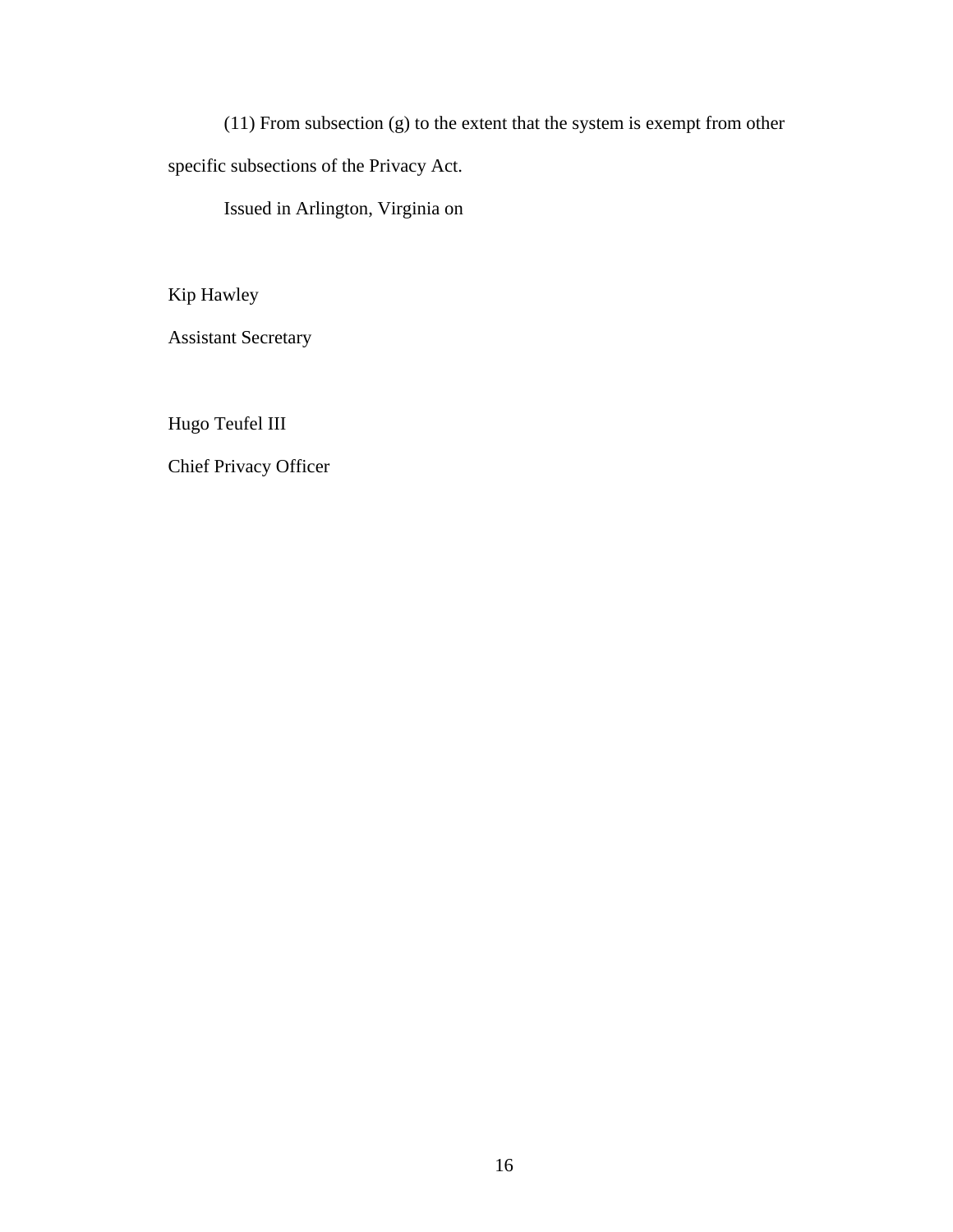(11) From subsection (g) to the extent that the system is exempt from other specific subsections of the Privacy Act.

Issued in Arlington, Virginia on

Kip Hawley

Assistant Secretary

Hugo Teufel III

Chief Privacy Officer